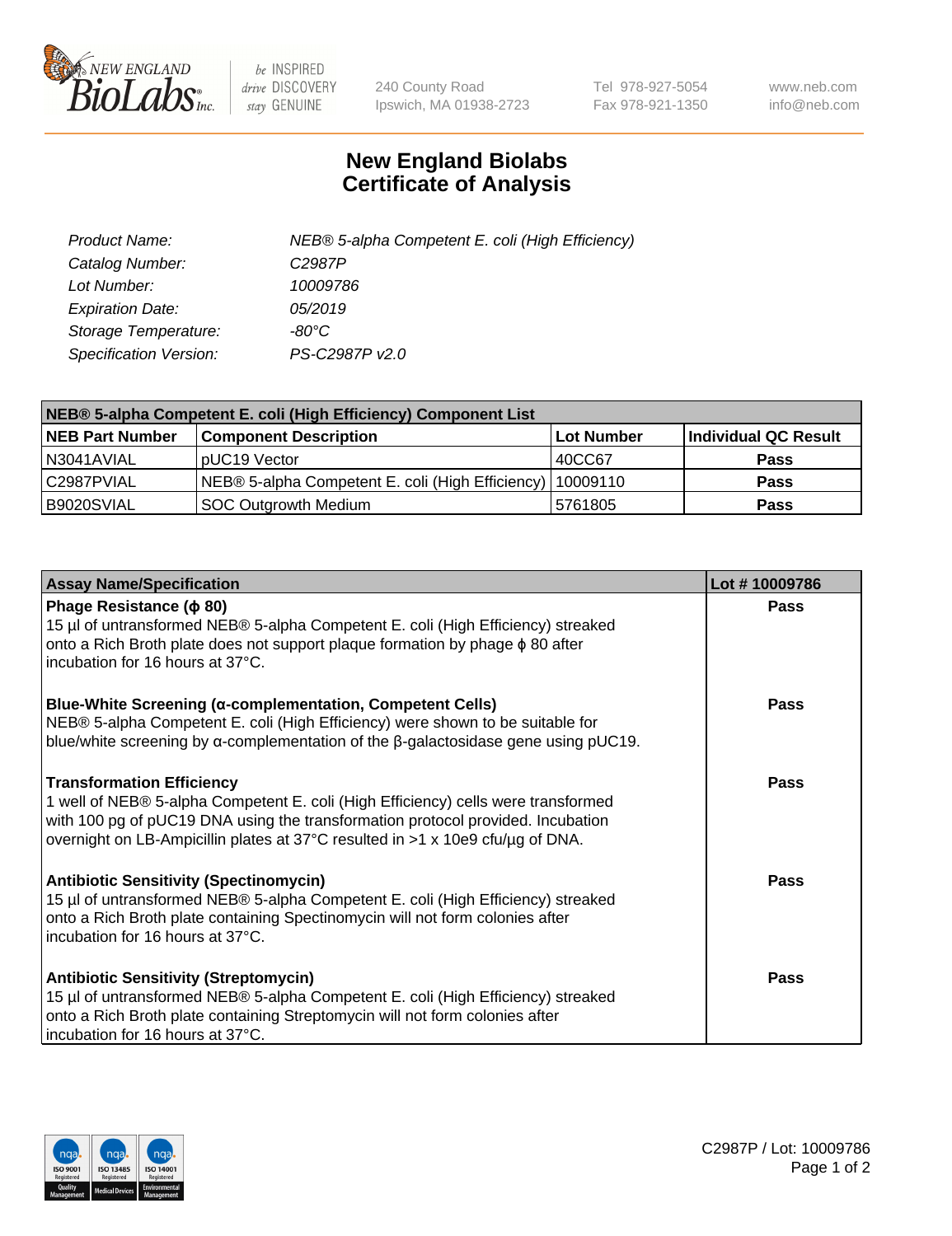# New England Biolabs Certificate of Analysis

| | |
|---|---|
| *Product Name:* | *NEB® 5-alpha Competent E. coli (High Efficiency)* |
| *Catalog Number:* | *C2987P* |
| *Lot Number:* | *10009786* |
| *Expiration Date:* | *05/2019* |
| *Storage Temperature:* | *-80°C* |
| *Specification Version:* | *PS-C2987P v2.0* |

| NEB® 5-alpha Competent E. coli (High Efficiency) Component List | | | |
|---|---|---|---|
| **NEB Part Number** | **Component Description** | **Lot Number** | **Individual QC Result** |
| N3041AVIAL | pUC19 Vector | 40CC67 | **Pass** |
| C2987PVIAL | NEB® 5-alpha Competent E. coli (High Efficiency) | 10009110 | **Pass** |
| B9020SVIAL | SOC Outgrowth Medium | 5761805 | **Pass** |

| Assay Name/Specification | Lot # 10009786 |
|---|---|
| **Phage Resistance (ϕ 80)**<br>15 µl of untransformed NEB® 5-alpha Competent E. coli (High Efficiency) streaked onto a Rich Broth plate does not support plaque formation by phage ϕ 80 after incubation for 16 hours at 37°C. | **Pass** |
| **Blue-White Screening (α-complementation, Competent Cells)**<br>NEB® 5-alpha Competent E. coli (High Efficiency) were shown to be suitable for blue/white screening by α-complementation of the β-galactosidase gene using pUC19. | **Pass** |
| **Transformation Efficiency**<br>1 well of NEB® 5-alpha Competent E. coli (High Efficiency) cells were transformed with 100 pg of pUC19 DNA using the transformation protocol provided. Incubation overnight on LB-Ampicillin plates at 37°C resulted in >1 x 10e9 cfu/µg of DNA. | **Pass** |
| **Antibiotic Sensitivity (Spectinomycin)**<br>15 µl of untransformed NEB® 5-alpha Competent E. coli (High Efficiency) streaked onto a Rich Broth plate containing Spectinomycin will not form colonies after incubation for 16 hours at 37°C. | **Pass** |
| **Antibiotic Sensitivity (Streptomycin)**<br>15 µl of untransformed NEB® 5-alpha Competent E. coli (High Efficiency) streaked onto a Rich Broth plate containing Streptomycin will not form colonies after incubation for 16 hours at 37°C. | **Pass** |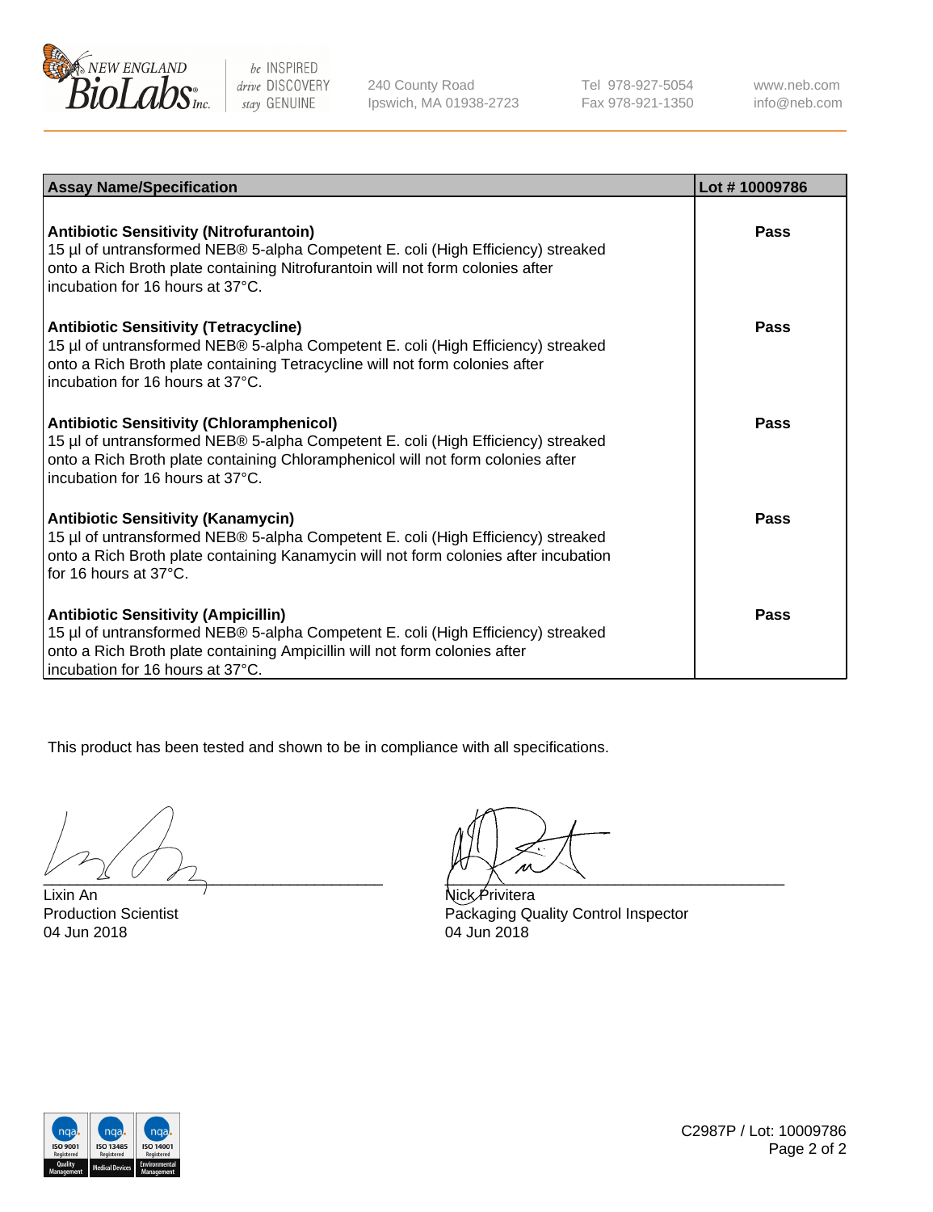New England BioLabs Inc. — be INSPIRED drive DISCOVERY stay GENUINE

240 County Road
Ipswich, MA 01938-2723

Tel 978-927-5054
Fax 978-921-1350

www.neb.com
info@neb.com

| Assay Name/Specification | Lot # 10009786 |
|---|---|
| **Antibiotic Sensitivity (Nitrofurantoin)**<br>15 µl of untransformed NEB® 5-alpha Competent E. coli (High Efficiency) streaked onto a Rich Broth plate containing Nitrofurantoin will not form colonies after incubation for 16 hours at 37°C. | **Pass** |
| **Antibiotic Sensitivity (Tetracycline)**<br>15 µl of untransformed NEB® 5-alpha Competent E. coli (High Efficiency) streaked onto a Rich Broth plate containing Tetracycline will not form colonies after incubation for 16 hours at 37°C. | **Pass** |
| **Antibiotic Sensitivity (Chloramphenicol)**<br>15 µl of untransformed NEB® 5-alpha Competent E. coli (High Efficiency) streaked onto a Rich Broth plate containing Chloramphenicol will not form colonies after incubation for 16 hours at 37°C. | **Pass** |
| **Antibiotic Sensitivity (Kanamycin)**<br>15 µl of untransformed NEB® 5-alpha Competent E. coli (High Efficiency) streaked onto a Rich Broth plate containing Kanamycin will not form colonies after incubation for 16 hours at 37°C. | **Pass** |
| **Antibiotic Sensitivity (Ampicillin)**<br>15 µl of untransformed NEB® 5-alpha Competent E. coli (High Efficiency) streaked onto a Rich Broth plate containing Ampicillin will not form colonies after incubation for 16 hours at 37°C. | **Pass** |

This product has been tested and shown to be in compliance with all specifications.

Lixin An
Production Scientist
04 Jun 2018

Nick Privitera
Packaging Quality Control Inspector
04 Jun 2018

nqa ISO 9001 Registered Quality Management | nqa ISO 13485 Registered Medical Devices | nqa ISO 14001 Registered Environmental Management

C2987P / Lot: 10009786